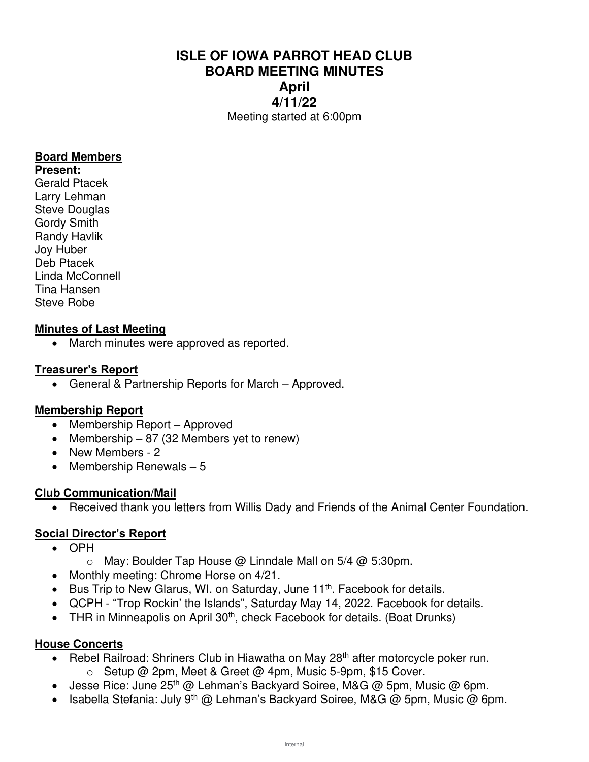# ISLE OF IOWA PARROT HEAD CLUB
# BOARD MEETING MINUTES
# April
# 4/11/22

Meeting started at 6:00pm

## Board Members

**Present:**
Gerald Ptacek
Larry Lehman
Steve Douglas
Gordy Smith
Randy Havlik
Joy Huber
Deb Ptacek
Linda McConnell
Tina Hansen
Steve Robe

## Minutes of Last Meeting

- March minutes were approved as reported.

## Treasurer's Report

- General & Partnership Reports for March – Approved.

## Membership Report

- Membership Report – Approved
- Membership – 87 (32 Members yet to renew)
- New Members - 2
- Membership Renewals – 5

## Club Communication/Mail

- Received thank you letters from Willis Dady and Friends of the Animal Center Foundation.

## Social Director's Report

- OPH
  - May: Boulder Tap House @ Linndale Mall on 5/4 @ 5:30pm.
- Monthly meeting: Chrome Horse on 4/21.
- Bus Trip to New Glarus, WI. on Saturday, June 11th. Facebook for details.
- QCPH - "Trop Rockin' the Islands", Saturday May 14, 2022. Facebook for details.
- THR in Minneapolis on April 30th, check Facebook for details. (Boat Drunks)

## House Concerts

- Rebel Railroad: Shriners Club in Hiawatha on May 28th after motorcycle poker run.
  - Setup @ 2pm, Meet & Greet @ 4pm, Music 5-9pm, $15 Cover.
- Jesse Rice: June 25th @ Lehman's Backyard Soiree, M&G @ 5pm, Music @ 6pm.
- Isabella Stefania: July 9th @ Lehman's Backyard Soiree, M&G @ 5pm, Music @ 6pm.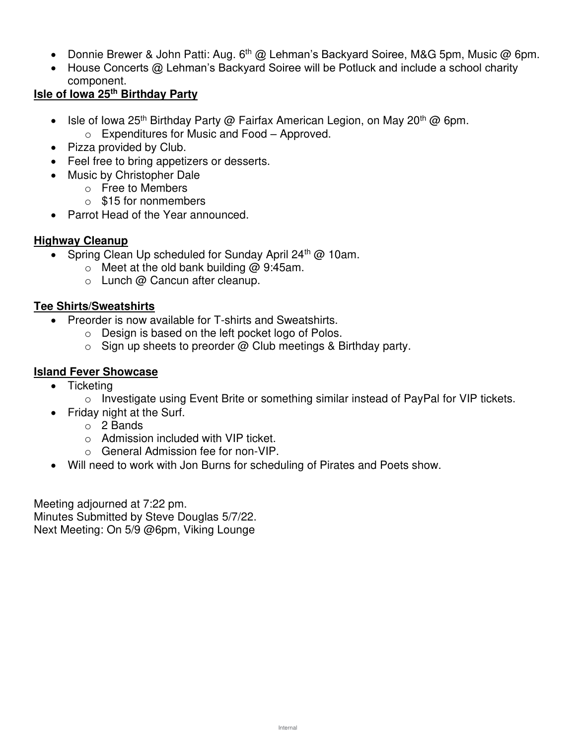- Donnie Brewer & John Patti: Aug. 6th @ Lehman's Backyard Soiree, M&G 5pm, Music @ 6pm.
- House Concerts @ Lehman's Backyard Soiree will be Potluck and include a school charity component.

**Isle of Iowa 25th Birthday Party**

- Isle of Iowa 25th Birthday Party @ Fairfax American Legion, on May 20th @ 6pm.
  - Expenditures for Music and Food – Approved.
- Pizza provided by Club.
- Feel free to bring appetizers or desserts.
- Music by Christopher Dale
  - Free to Members
  - $15 for nonmembers
- Parrot Head of the Year announced.

**Highway Cleanup**

- Spring Clean Up scheduled for Sunday April 24th @ 10am.
  - Meet at the old bank building @ 9:45am.
  - Lunch @ Cancun after cleanup.

**Tee Shirts/Sweatshirts**

- Preorder is now available for T-shirts and Sweatshirts.
  - Design is based on the left pocket logo of Polos.
  - Sign up sheets to preorder @ Club meetings & Birthday party.

**Island Fever Showcase**

- Ticketing
  - Investigate using Event Brite or something similar instead of PayPal for VIP tickets.
- Friday night at the Surf.
  - 2 Bands
  - Admission included with VIP ticket.
  - General Admission fee for non-VIP.
- Will need to work with Jon Burns for scheduling of Pirates and Poets show.

Meeting adjourned at 7:22 pm.
Minutes Submitted by Steve Douglas 5/7/22.
Next Meeting: On 5/9 @6pm, Viking Lounge